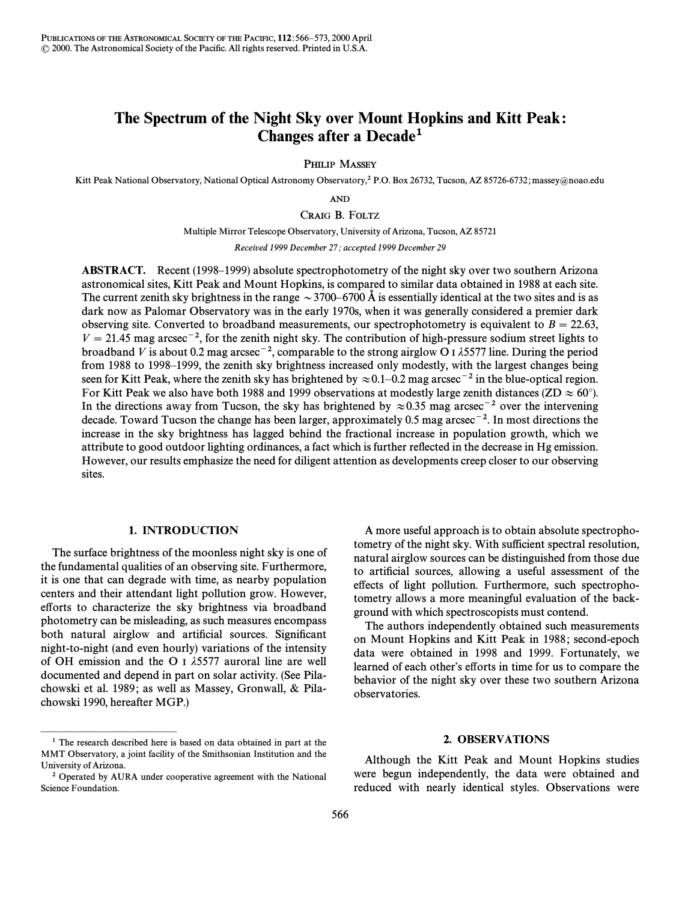# The Spectrum of the Night Sky over Mount Hopkins and Kitt Peak: Changes after a Decade[1]

Philip Massey

Kitt Peak National Observatory, National Optical Astronomy Observatory,[2] P.O. Box 26732, Tucson, AZ 85726-6732; massey@noao.edu

and

Craig B. Foltz

Multiple Mirror Telescope Observatory, University of Arizona, Tucson, AZ 85721

*Received 1999 December 27; accepted 1999 December 29*

**ABSTRACT.** Recent (1998–1999) absolute spectrophotometry of the night sky over two southern Arizona astronomical sites, Kitt Peak and Mount Hopkins, is compared to similar data obtained in 1988 at each site. The current zenith sky brightness in the range $\sim 3700$–$6700$ Å is essentially identical at the two sites and is as dark now as Palomar Observatory was in the early 1970s, when it was generally considered a premier dark observing site. Converted to broadband measurements, our spectrophotometry is equivalent to $B = 22.63$, $V = 21.45$ mag arcsec$^{-2}$, for the zenith night sky. The contribution of high-pressure sodium street lights to broadband $V$ is about 0.2 mag arcsec$^{-2}$, comparable to the strong airglow O I $\lambda$5577 line. During the period from 1988 to 1998–1999, the zenith sky brightness increased only modestly, with the largest changes being seen for Kitt Peak, where the zenith sky has brightened by $\approx 0.1$–$0.2$ mag arcsec$^{-2}$ in the blue-optical region. For Kitt Peak we also have both 1988 and 1999 observations at modestly large zenith distances (ZD $\approx 60°$). In the directions away from Tucson, the sky has brightened by $\approx 0.35$ mag arcsec$^{-2}$ over the intervening decade. Toward Tucson the change has been larger, approximately 0.5 mag arcsec$^{-2}$. In most directions the increase in the sky brightness has lagged behind the fractional increase in population growth, which we attribute to good outdoor lighting ordinances, a fact which is further reflected in the decrease in Hg emission. However, our results emphasize the need for diligent attention as developments creep closer to our observing sites.

## 1. INTRODUCTION

The surface brightness of the moonless night sky is one of the fundamental qualities of an observing site. Furthermore, it is one that can degrade with time, as nearby population centers and their attendant light pollution grow. However, efforts to characterize the sky brightness via broadband photometry can be misleading, as such measures encompass both natural airglow and artificial sources. Significant night-to-night (and even hourly) variations of the intensity of OH emission and the O I $\lambda$5577 auroral line are well documented and depend in part on solar activity. (See Pilachowski et al. 1989; as well as Massey, Gronwall, & Pilachowski 1990, hereafter MGP.)

A more useful approach is to obtain absolute spectrophotometry of the night sky. With sufficient spectral resolution, natural airglow sources can be distinguished from those due to artificial sources, allowing a useful assessment of the effects of light pollution. Furthermore, such spectrophotometry allows a more meaningful evaluation of the background with which spectroscopists must contend.

The authors independently obtained such measurements on Mount Hopkins and Kitt Peak in 1988; second-epoch data were obtained in 1998 and 1999. Fortunately, we learned of each other's efforts in time for us to compare the behavior of the night sky over these two southern Arizona observatories.

## 2. OBSERVATIONS

Although the Kitt Peak and Mount Hopkins studies were begun independently, the data were obtained and reduced with nearly identical styles. Observations were

---

[1] The research described here is based on data obtained in part at the MMT Observatory, a joint facility of the Smithsonian Institution and the University of Arizona.

[2] Operated by AURA under cooperative agreement with the National Science Foundation.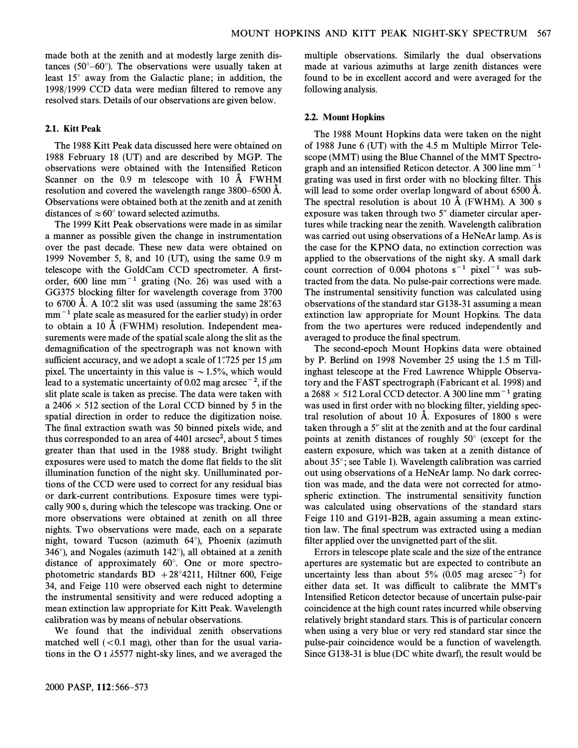made both at the zenith and at modestly large zenith distances (50°–60°). The observations were usually taken at least 15° away from the Galactic plane; in addition, the 1998/1999 CCD data were median filtered to remove any resolved stars. Details of our observations are given below.

### 2.1. Kitt Peak

The 1988 Kitt Peak data discussed here were obtained on 1988 February 18 (UT) and are described by MGP. The observations were obtained with the Intensified Reticon Scanner on the 0.9 m telescope with 10 Å FWHM resolution and covered the wavelength range 3800–6500 Å. Observations were obtained both at the zenith and at zenith distances of ≈60° toward selected azimuths.

The 1999 Kitt Peak observations were made in as similar a manner as possible given the change in instrumentation over the past decade. These new data were obtained on 1999 November 5, 8, and 10 (UT), using the same 0.9 m telescope with the GoldCam CCD spectrometer. A first-order, 600 line $\text{mm}^{-1}$ grating (No. 26) was used with a GG375 blocking filter for wavelength coverage from 3700 to 6700 Å. A 10″.2 slit was used (assuming the same 28″.63 $\text{mm}^{-1}$ plate scale as measured for the earlier study) in order to obtain a 10 Å (FWHM) resolution. Independent measurements were made of the spatial scale along the slit as the demagnification of the spectrograph was not known with sufficient accuracy, and we adopt a scale of 1″.725 per 15 μm pixel. The uncertainty in this value is ∼1.5%, which would lead to a systematic uncertainty of 0.02 mag $\text{arcsec}^{-2}$, if the slit plate scale is taken as precise. The data were taken with a 2406 × 512 section of the Loral CCD binned by 5 in the spatial direction in order to reduce the digitization noise. The final extraction swath was 50 binned pixels wide, and thus corresponded to an area of 4401 $\text{arcsec}^2$, about 5 times greater than that used in the 1988 study. Bright twilight exposures were used to match the dome flat fields to the slit illumination function of the night sky. Unilluminated portions of the CCD were used to correct for any residual bias or dark-current contributions. Exposure times were typically 900 s, during which the telescope was tracking. One or more observations were obtained at zenith on all three nights. Two observations were made, each on a separate night, toward Tucson (azimuth 64°), Phoenix (azimuth 346°), and Nogales (azimuth 142°), all obtained at a zenith distance of approximately 60°. One or more spectrophotometric standards BD +28°4211, Hiltner 600, Feige 34, and Feige 110 were observed each night to determine the instrumental sensitivity and were reduced adopting a mean extinction law appropriate for Kitt Peak. Wavelength calibration was by means of nebular observations.

We found that the individual zenith observations matched well (<0.1 mag), other than for the usual variations in the O I λ5577 night-sky lines, and we averaged the multiple observations. Similarly the dual observations made at various azimuths at large zenith distances were found to be in excellent accord and were averaged for the following analysis.

### 2.2. Mount Hopkins

The 1988 Mount Hopkins data were taken on the night of 1988 June 6 (UT) with the 4.5 m Multiple Mirror Telescope (MMT) using the Blue Channel of the MMT Spectrograph and an intensified Reticon detector. A 300 line $\text{mm}^{-1}$ grating was used in first order with no blocking filter. This will lead to some order overlap longward of about 6500 Å. The spectral resolution is about 10 Å (FWHM). A 300 s exposure was taken through two 5″ diameter circular apertures while tracking near the zenith. Wavelength calibration was carried out using observations of a HeNeAr lamp. As is the case for the KPNO data, no extinction correction was applied to the observations of the night sky. A small dark count correction of 0.004 photons $\text{s}^{-1}$ $\text{pixel}^{-1}$ was subtracted from the data. No pulse-pair corrections were made. The instrumental sensitivity function was calculated using observations of the standard star G138-31 assuming a mean extinction law appropriate for Mount Hopkins. The data from the two apertures were reduced independently and averaged to produce the final spectrum.

The second-epoch Mount Hopkins data were obtained by P. Berlind on 1998 November 25 using the 1.5 m Tillinghast telescope at the Fred Lawrence Whipple Observatory and the FAST spectrograph (Fabricant et al. 1998) and a 2688 × 512 Loral CCD detector. A 300 line $\text{mm}^{-1}$ grating was used in first order with no blocking filter, yielding spectral resolution of about 10 Å. Exposures of 1800 s were taken through a 5″ slit at the zenith and at the four cardinal points at zenith distances of roughly 50° (except for the eastern exposure, which was taken at a zenith distance of about 35°; see Table 1). Wavelength calibration was carried out using observations of a HeNeAr lamp. No dark correction was made, and the data were not corrected for atmospheric extinction. The instrumental sensitivity function was calculated using observations of the standard stars Feige 110 and G191-B2B, again assuming a mean extinction law. The final spectrum was extracted using a median filter applied over the unvignetted part of the slit.

Errors in telescope plate scale and the size of the entrance apertures are systematic but are expected to contribute an uncertainty less than about 5% (0.05 mag $\text{arcsec}^{-2}$) for either data set. It was difficult to calibrate the MMT's Intensified Reticon detector because of uncertain pulse-pair coincidence at the high count rates incurred while observing relatively bright standard stars. This is of particular concern when using a very blue or very red standard star since the pulse-pair coincidence would be a function of wavelength. Since G138-31 is blue (DC white dwarf), the result would be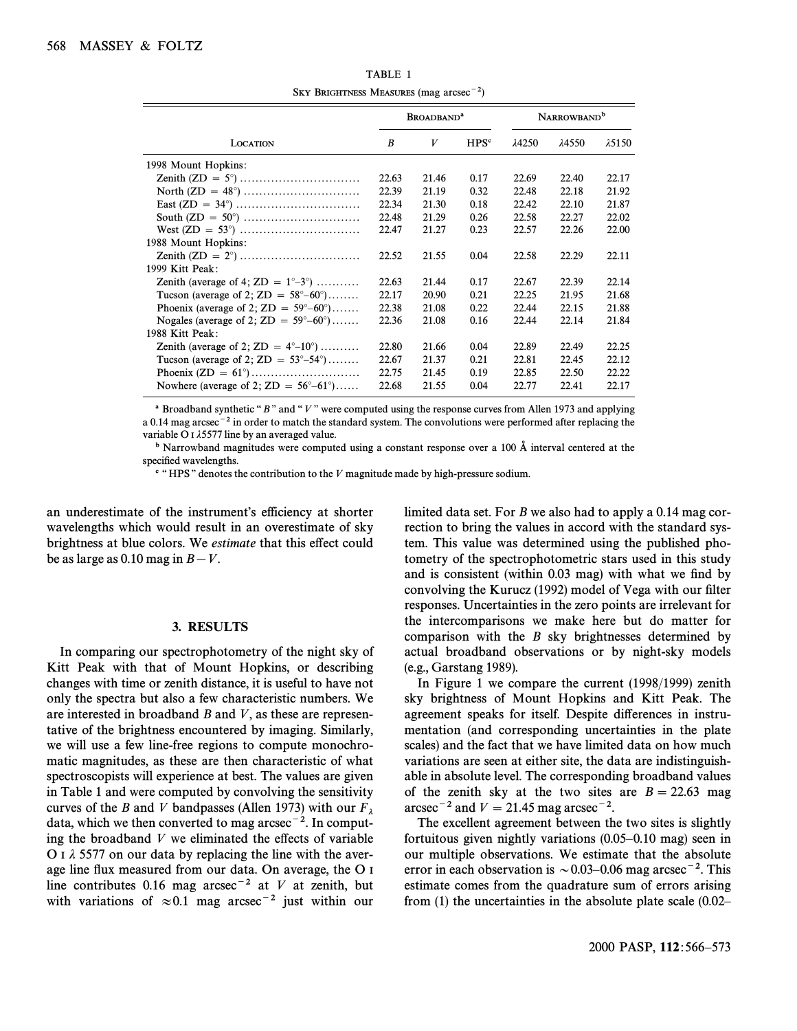TABLE 1

Sky Brightness Measures (mag arcsec$^{-2}$)

| Location | Broadband[a] | | | Narrowband[b] | | |
|---|---|---|---|---|---|---|
| | $B$ | $V$ | HPS[c] | λ4250 | λ4550 | λ5150 |
| 1998 Mount Hopkins: | | | | | | |
| Zenith (ZD = 5°) | 22.63 | 21.46 | 0.17 | 22.69 | 22.40 | 22.17 |
| North (ZD = 48°) | 22.39 | 21.19 | 0.32 | 22.48 | 22.18 | 21.92 |
| East (ZD = 34°) | 22.34 | 21.30 | 0.18 | 22.42 | 22.10 | 21.87 |
| South (ZD = 50°) | 22.48 | 21.29 | 0.26 | 22.58 | 22.27 | 22.02 |
| West (ZD = 53°) | 22.47 | 21.27 | 0.23 | 22.57 | 22.26 | 22.00 |
| 1988 Mount Hopkins: | | | | | | |
| Zenith (ZD = 2°) | 22.52 | 21.55 | 0.04 | 22.58 | 22.29 | 22.11 |
| 1999 Kitt Peak: | | | | | | |
| Zenith (average of 4; ZD = 1°–3°) | 22.63 | 21.44 | 0.17 | 22.67 | 22.39 | 22.14 |
| Tucson (average of 2; ZD = 58°–60°) | 22.17 | 20.90 | 0.21 | 22.25 | 21.95 | 21.68 |
| Phoenix (average of 2; ZD = 59°–60°) | 22.38 | 21.08 | 0.22 | 22.44 | 22.15 | 21.88 |
| Nogales (average of 2; ZD = 59°–60°) | 22.36 | 21.08 | 0.16 | 22.44 | 22.14 | 21.84 |
| 1988 Kitt Peak: | | | | | | |
| Zenith (average of 2; ZD = 4°–10°) | 22.80 | 21.66 | 0.04 | 22.89 | 22.49 | 22.25 |
| Tucson (average of 2; ZD = 53°–54°) | 22.67 | 21.37 | 0.21 | 22.81 | 22.45 | 22.12 |
| Phoenix (ZD = 61°) | 22.75 | 21.45 | 0.19 | 22.85 | 22.50 | 22.22 |
| Nowhere (average of 2; ZD = 56°–61°) | 22.68 | 21.55 | 0.04 | 22.77 | 22.41 | 22.17 |

[a] Broadband synthetic "$B$" and "$V$" were computed using the response curves from Allen 1973 and applying a 0.14 mag arcsec$^{-2}$ in order to match the standard system. The convolutions were performed after replacing the variable O I λ5577 line by an averaged value.

[b] Narrowband magnitudes were computed using a constant response over a 100 Å interval centered at the specified wavelengths.

[c] "HPS" denotes the contribution to the $V$ magnitude made by high-pressure sodium.

an underestimate of the instrument's efficiency at shorter wavelengths which would result in an overestimate of sky brightness at blue colors. We *estimate* that this effect could be as large as 0.10 mag in $B-V$.

## 3. RESULTS

In comparing our spectrophotometry of the night sky of Kitt Peak with that of Mount Hopkins, or describing changes with time or zenith distance, it is useful to have not only the spectra but also a few characteristic numbers. We are interested in broadband $B$ and $V$, as these are representative of the brightness encountered by imaging. Similarly, we will use a few line-free regions to compute monochromatic magnitudes, as these are then characteristic of what spectroscopists will experience at best. The values are given in Table 1 and were computed by convolving the sensitivity curves of the $B$ and $V$ bandpasses (Allen 1973) with our $F_\lambda$ data, which we then converted to mag arcsec$^{-2}$. In computing the broadband $V$ we eliminated the effects of variable O I λ 5577 on our data by replacing the line with the average line flux measured from our data. On average, the O I line contributes 0.16 mag arcsec$^{-2}$ at $V$ at zenith, but with variations of ≈0.1 mag arcsec$^{-2}$ just within our limited data set. For $B$ we also had to apply a 0.14 mag correction to bring the values in accord with the standard system. This value was determined using the published photometry of the spectrophotometric stars used in this study and is consistent (within 0.03 mag) with what we find by convolving the Kurucz (1992) model of Vega with our filter responses. Uncertainties in the zero points are irrelevant for the intercomparisons we make here but do matter for comparison with the $B$ sky brightnesses determined by actual broadband observations or by night-sky models (e.g., Garstang 1989).

In Figure 1 we compare the current (1998/1999) zenith sky brightness of Mount Hopkins and Kitt Peak. The agreement speaks for itself. Despite differences in instrumentation (and corresponding uncertainties in the plate scales) and the fact that we have limited data on how much variations are seen at either site, the data are indistinguishable in absolute level. The corresponding broadband values of the zenith sky at the two sites are $B = 22.63$ mag arcsec$^{-2}$ and $V = 21.45$ mag arcsec$^{-2}$.

The excellent agreement between the two sites is slightly fortuitous given nightly variations (0.05–0.10 mag) seen in our multiple observations. We estimate that the absolute error in each observation is ∼0.03–0.06 mag arcsec$^{-2}$. This estimate comes from the quadrature sum of errors arising from (1) the uncertainties in the absolute plate scale (0.02–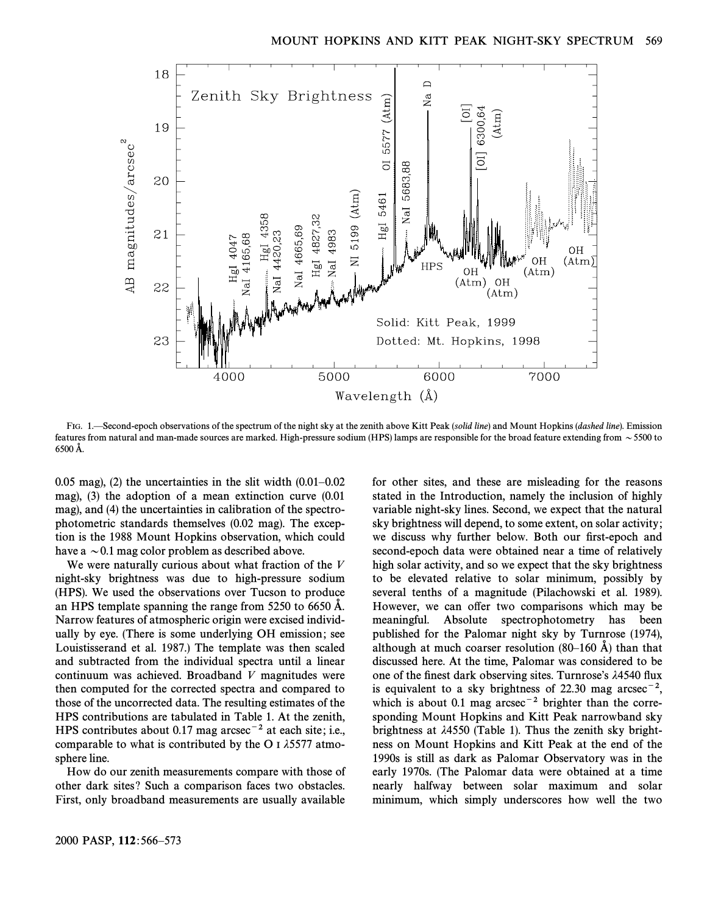FIG. 1.—Second-epoch observations of the spectrum of the night sky at the zenith above Kitt Peak (*solid line*) and Mount Hopkins (*dashed line*). Emission features from natural and man-made sources are marked. High-pressure sodium (HPS) lamps are responsible for the broad feature extending from ∼5500 to 6500 Å.

0.05 mag), (2) the uncertainties in the slit width (0.01–0.02 mag), (3) the adoption of a mean extinction curve (0.01 mag), and (4) the uncertainties in calibration of the spectrophotometric standards themselves (0.02 mag). The exception is the 1988 Mount Hopkins observation, which could have a ∼0.1 mag color problem as described above.

We were naturally curious about what fraction of the $V$ night-sky brightness was due to high-pressure sodium (HPS). We used the observations over Tucson to produce an HPS template spanning the range from 5250 to 6650 Å. Narrow features of atmospheric origin were excised individually by eye. (There is some underlying OH emission; see Louistisserand et al. 1987.) The template was then scaled and subtracted from the individual spectra until a linear continuum was achieved. Broadband $V$ magnitudes were then computed for the corrected spectra and compared to those of the uncorrected data. The resulting estimates of the HPS contributions are tabulated in Table 1. At the zenith, HPS contributes about 0.17 mag arcsec$^{-2}$ at each site; i.e., comparable to what is contributed by the O I λ5577 atmosphere line.

How do our zenith measurements compare with those of other dark sites? Such a comparison faces two obstacles. First, only broadband measurements are usually available for other sites, and these are misleading for the reasons stated in the Introduction, namely the inclusion of highly variable night-sky lines. Second, we expect that the natural sky brightness will depend, to some extent, on solar activity; we discuss why further below. Both our first-epoch and second-epoch data were obtained near a time of relatively high solar activity, and so we expect that the sky brightness to be elevated relative to solar minimum, possibly by several tenths of a magnitude (Pilachowski et al. 1989). However, we can offer two comparisons which may be meaningful. Absolute spectrophotometry has been published for the Palomar night sky by Turnrose (1974), although at much coarser resolution (80–160 Å) than that discussed here. At the time, Palomar was considered to be one of the finest dark observing sites. Turnrose's λ4540 flux is equivalent to a sky brightness of 22.30 mag arcsec$^{-2}$, which is about 0.1 mag arcsec$^{-2}$ brighter than the corresponding Mount Hopkins and Kitt Peak narrowband sky brightness at λ4550 (Table 1). Thus the zenith sky brightness on Mount Hopkins and Kitt Peak at the end of the 1990s is still as dark as Palomar Observatory was in the early 1970s. (The Palomar data were obtained at a time nearly halfway between solar maximum and solar minimum, which simply underscores how well the two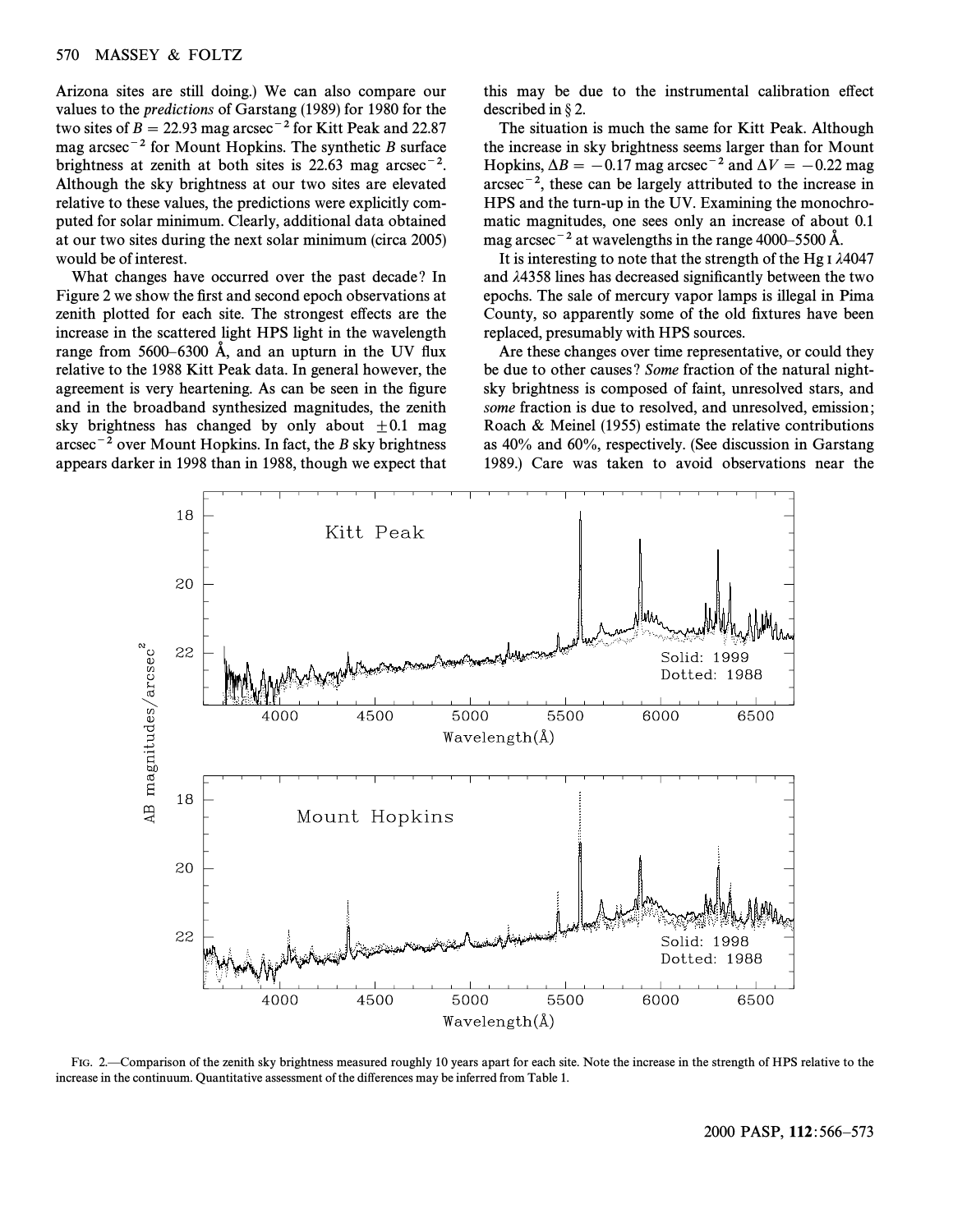Arizona sites are still doing.) We can also compare our values to the *predictions* of Garstang (1989) for 1980 for the two sites of $B = 22.93$ mag arcsec$^{-2}$ for Kitt Peak and 22.87 mag arcsec$^{-2}$ for Mount Hopkins. The synthetic $B$ surface brightness at zenith at both sites is 22.63 mag arcsec$^{-2}$. Although the sky brightness at our two sites are elevated relative to these values, the predictions were explicitly computed for solar minimum. Clearly, additional data obtained at our two sites during the next solar minimum (circa 2005) would be of interest.

What changes have occurred over the past decade? In Figure 2 we show the first and second epoch observations at zenith plotted for each site. The strongest effects are the increase in the scattered light HPS light in the wavelength range from 5600–6300 Å, and an upturn in the UV flux relative to the 1988 Kitt Peak data. In general however, the agreement is very heartening. As can be seen in the figure and in the broadband synthesized magnitudes, the zenith sky brightness has changed by only about $\pm 0.1$ mag arcsec$^{-2}$ over Mount Hopkins. In fact, the $B$ sky brightness appears darker in 1998 than in 1988, though we expect that this may be due to the instrumental calibration effect described in § 2.

The situation is much the same for Kitt Peak. Although the increase in sky brightness seems larger than for Mount Hopkins, $\Delta B = -0.17$ mag arcsec$^{-2}$ and $\Delta V = -0.22$ mag arcsec$^{-2}$, these can be largely attributed to the increase in HPS and the turn-up in the UV. Examining the monochromatic magnitudes, one sees only an increase of about 0.1 mag arcsec$^{-2}$ at wavelengths in the range 4000–5500 Å.

It is interesting to note that the strength of the Hg I $\lambda$4047 and $\lambda$4358 lines has decreased significantly between the two epochs. The sale of mercury vapor lamps is illegal in Pima County, so apparently some of the old fixtures have been replaced, presumably with HPS sources.

Are these changes over time representative, or could they be due to other causes? *Some* fraction of the natural night-sky brightness is composed of faint, unresolved stars, and *some* fraction is due to resolved, and unresolved, emission; Roach & Meinel (1955) estimate the relative contributions as 40% and 60%, respectively. (See discussion in Garstang 1989.) Care was taken to avoid observations near the

FIG. 2.—Comparison of the zenith sky brightness measured roughly 10 years apart for each site. Note the increase in the strength of HPS relative to the increase in the continuum. Quantitative assessment of the differences may be inferred from Table 1.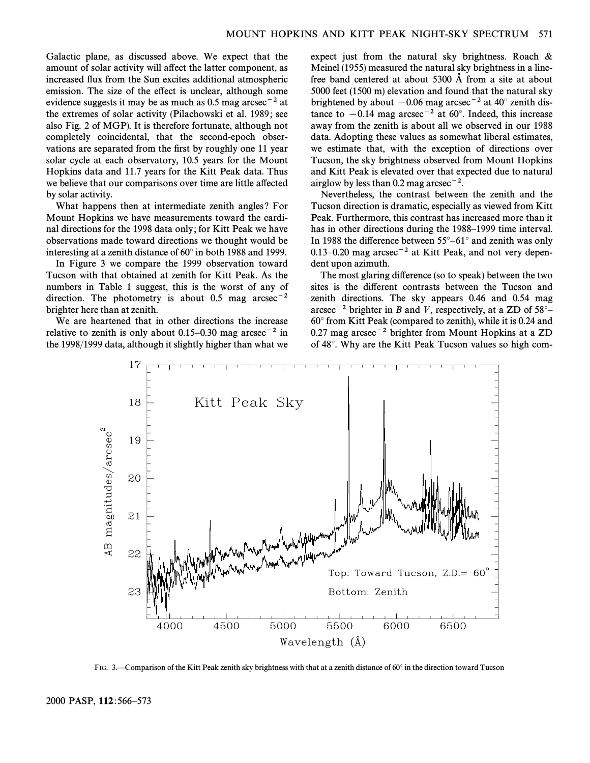Galactic plane, as discussed above. We expect that the amount of solar activity will affect the latter component, as increased flux from the Sun excites additional atmospheric emission. The size of the effect is unclear, although some evidence suggests it may be as much as 0.5 mag arcsec$^{-2}$ at the extremes of solar activity (Pilachowski et al. 1989; see also Fig. 2 of MGP). It is therefore fortunate, although not completely coincidental, that the second-epoch observations are separated from the first by roughly one 11 year solar cycle at each observatory, 10.5 years for the Mount Hopkins data and 11.7 years for the Kitt Peak data. Thus we believe that our comparisons over time are little affected by solar activity.

What happens then at intermediate zenith angles? For Mount Hopkins we have measurements toward the cardinal directions for the 1998 data only; for Kitt Peak we have observations made toward directions we thought would be interesting at a zenith distance of 60° in both 1988 and 1999.

In Figure 3 we compare the 1999 observation toward Tucson with that obtained at zenith for Kitt Peak. As the numbers in Table 1 suggest, this is the worst of any of direction. The photometry is about 0.5 mag arcsec$^{-2}$ brighter here than at zenith.

We are heartened that in other directions the increase relative to zenith is only about 0.15–0.30 mag arcsec$^{-2}$ in the 1998/1999 data, although it slightly higher than what we expect just from the natural sky brightness. Roach & Meinel (1955) measured the natural sky brightness in a line-free band centered at about 5300 Å from a site at about 5000 feet (1500 m) elevation and found that the natural sky brightened by about −0.06 mag arcsec$^{-2}$ at 40° zenith distance to −0.14 mag arcsec$^{-2}$ at 60°. Indeed, this increase away from the zenith is about all we observed in our 1988 data. Adopting these values as somewhat liberal estimates, we estimate that, with the exception of directions over Tucson, the sky brightness observed from Mount Hopkins and Kitt Peak is elevated over that expected due to natural airglow by less than 0.2 mag arcsec$^{-2}$.

Nevertheless, the contrast between the zenith and the Tucson direction is dramatic, especially as viewed from Kitt Peak. Furthermore, this contrast has increased more than it has in other directions during the 1988–1999 time interval. In 1988 the difference between 55°–61° and zenith was only 0.13–0.20 mag arcsec$^{-2}$ at Kitt Peak, and not very dependent upon azimuth.

The most glaring difference (so to speak) between the two sites is the different contrasts between the Tucson and zenith directions. The sky appears 0.46 and 0.54 mag arcsec$^{-2}$ brighter in $B$ and $V$, respectively, at a ZD of 58°–60° from Kitt Peak (compared to zenith), while it is 0.24 and 0.27 mag arcsec$^{-2}$ brighter from Mount Hopkins at a ZD of 48°. Why are the Kitt Peak Tucson values so high com-

FIG. 3.—Comparison of the Kitt Peak zenith sky brightness with that at a zenith distance of 60° in the direction toward Tucson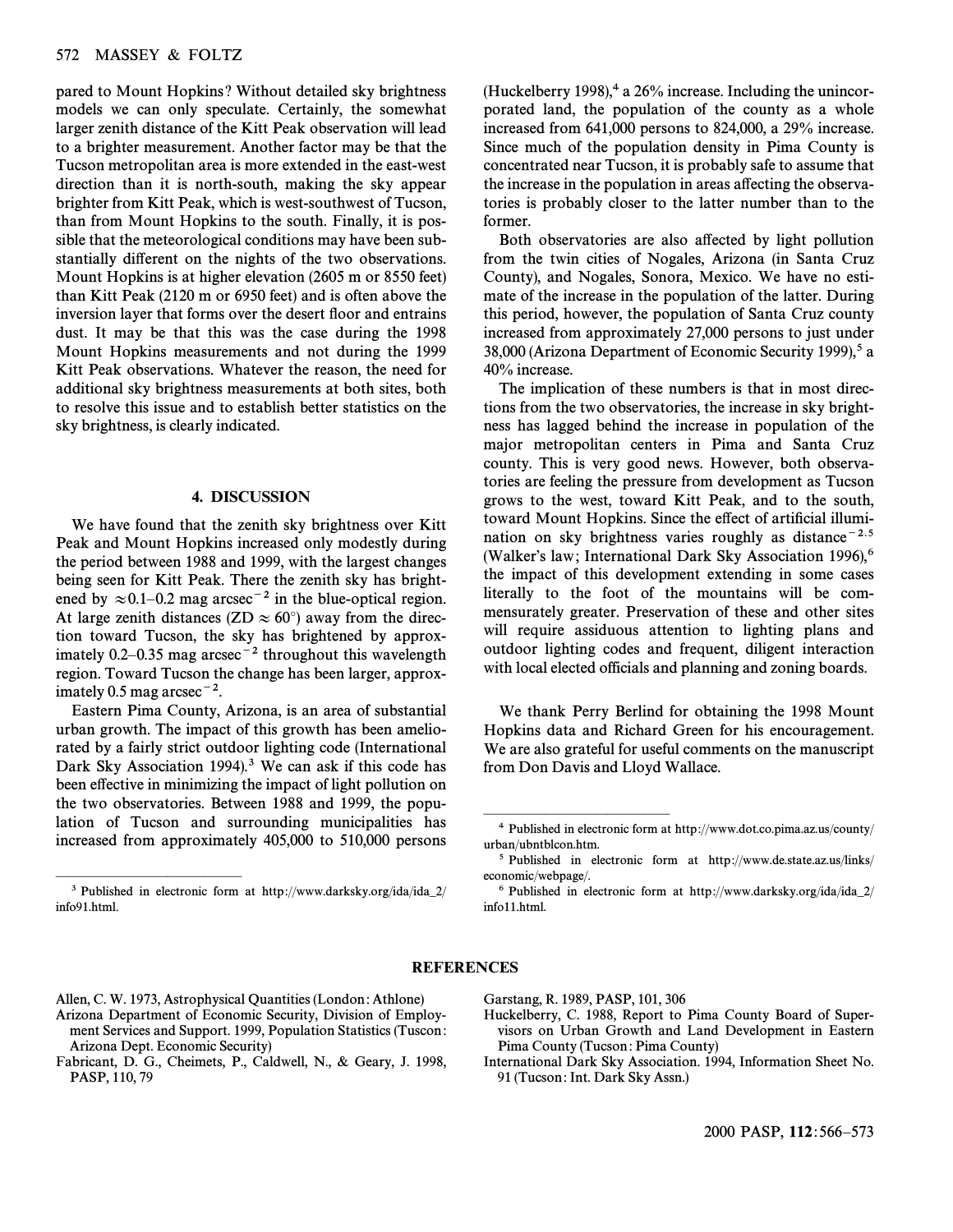pared to Mount Hopkins? Without detailed sky brightness models we can only speculate. Certainly, the somewhat larger zenith distance of the Kitt Peak observation will lead to a brighter measurement. Another factor may be that the Tucson metropolitan area is more extended in the east-west direction than it is north-south, making the sky appear brighter from Kitt Peak, which is west-southwest of Tucson, than from Mount Hopkins to the south. Finally, it is possible that the meteorological conditions may have been substantially different on the nights of the two observations. Mount Hopkins is at higher elevation (2605 m or 8550 feet) than Kitt Peak (2120 m or 6950 feet) and is often above the inversion layer that forms over the desert floor and entrains dust. It may be that this was the case during the 1998 Mount Hopkins measurements and not during the 1999 Kitt Peak observations. Whatever the reason, the need for additional sky brightness measurements at both sites, both to resolve this issue and to establish better statistics on the sky brightness, is clearly indicated.

## 4. DISCUSSION

We have found that the zenith sky brightness over Kitt Peak and Mount Hopkins increased only modestly during the period between 1988 and 1999, with the largest changes being seen for Kitt Peak. There the zenith sky has brightened by $\approx 0.1$–$0.2$ mag arcsec$^{-2}$ in the blue-optical region. At large zenith distances (ZD $\approx 60°$) away from the direction toward Tucson, the sky has brightened by approximately 0.2–0.35 mag arcsec$^{-2}$ throughout this wavelength region. Toward Tucson the change has been larger, approximately 0.5 mag arcsec$^{-2}$.

Eastern Pima County, Arizona, is an area of substantial urban growth. The impact of this growth has been ameliorated by a fairly strict outdoor lighting code (International Dark Sky Association 1994).[3] We can ask if this code has been effective in minimizing the impact of light pollution on the two observatories. Between 1988 and 1999, the population of Tucson and surrounding municipalities has increased from approximately 405,000 to 510,000 persons (Huckelberry 1998),[4] a 26% increase. Including the unincorporated land, the population of the county as a whole increased from 641,000 persons to 824,000, a 29% increase. Since much of the population density in Pima County is concentrated near Tucson, it is probably safe to assume that the increase in the population in areas affecting the observatories is probably closer to the latter number than to the former.

Both observatories are also affected by light pollution from the twin cities of Nogales, Arizona (in Santa Cruz County), and Nogales, Sonora, Mexico. We have no estimate of the increase in the population of the latter. During this period, however, the population of Santa Cruz county increased from approximately 27,000 persons to just under 38,000 (Arizona Department of Economic Security 1999),[5] a 40% increase.

The implication of these numbers is that in most directions from the two observatories, the increase in sky brightness has lagged behind the increase in population of the major metropolitan centers in Pima and Santa Cruz county. This is very good news. However, both observatories are feeling the pressure from development as Tucson grows to the west, toward Kitt Peak, and to the south, toward Mount Hopkins. Since the effect of artificial illumination on sky brightness varies roughly as distance$^{-2.5}$ (Walker's law; International Dark Sky Association 1996),[6] the impact of this development extending in some cases literally to the foot of the mountains will be commensurately greater. Preservation of these and other sites will require assiduous attention to lighting plans and outdoor lighting codes and frequent, diligent interaction with local elected officials and planning and zoning boards.

We thank Perry Berlind for obtaining the 1998 Mount Hopkins data and Richard Green for his encouragement. We are also grateful for useful comments on the manuscript from Don Davis and Lloyd Wallace.

---

[3] Published in electronic form at http://www.darksky.org/ida/ida_2/info91.html.

[4] Published in electronic form at http://www.dot.co.pima.az.us/county/urban/ubntblcon.htm.

[5] Published in electronic form at http://www.de.state.az.us/links/economic/webpage/.

[6] Published in electronic form at http://www.darksky.org/ida/ida_2/info11.html.

## REFERENCES

Allen, C. W. 1973, Astrophysical Quantities (London: Athlone)

Arizona Department of Economic Security, Division of Employment Services and Support. 1999, Population Statistics (Tuscon: Arizona Dept. Economic Security)

Fabricant, D. G., Cheimets, P., Caldwell, N., & Geary, J. 1998, PASP, 110, 79

Garstang, R. 1989, PASP, 101, 306

Huckelberry, C. 1988, Report to Pima County Board of Supervisors on Urban Growth and Land Development in Eastern Pima County (Tucson: Pima County)

International Dark Sky Association. 1994, Information Sheet No. 91 (Tucson: Int. Dark Sky Assn.)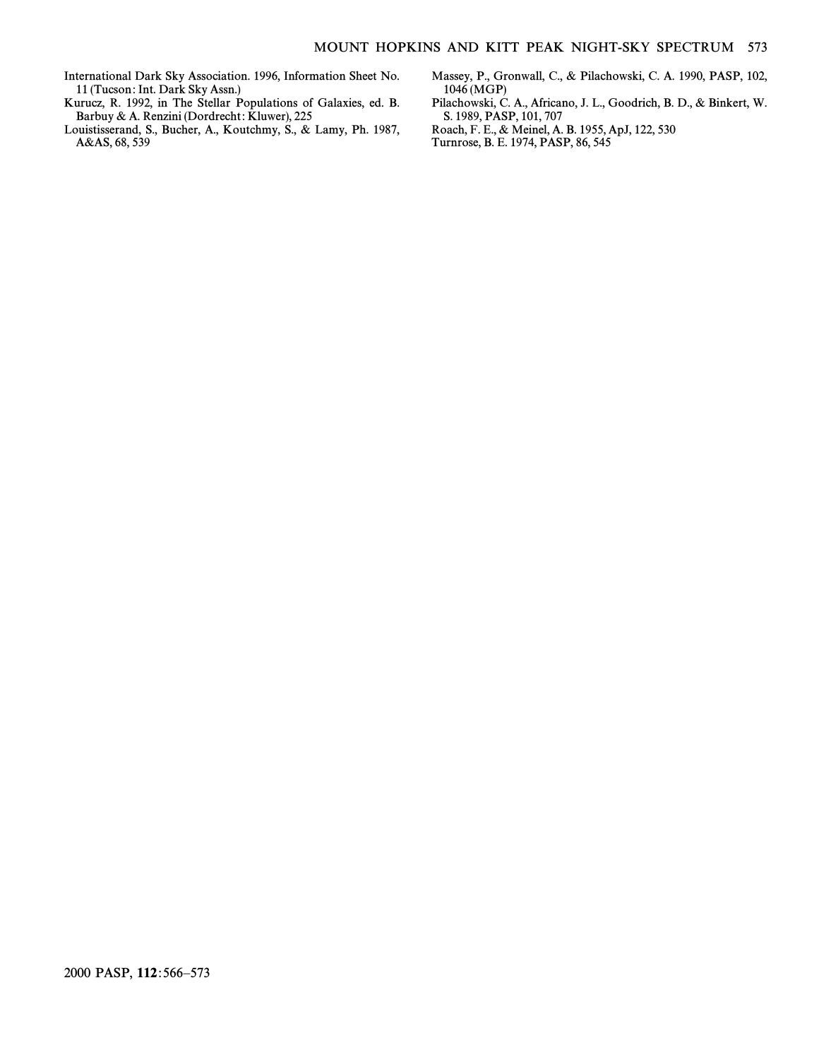International Dark Sky Association. 1996, Information Sheet No. 11 (Tucson: Int. Dark Sky Assn.)

Kurucz, R. 1992, in The Stellar Populations of Galaxies, ed. B. Barbuy & A. Renzini (Dordrecht: Kluwer), 225

Louistisserand, S., Bucher, A., Koutchmy, S., & Lamy, Ph. 1987, A&AS, 68, 539

Massey, P., Gronwall, C., & Pilachowski, C. A. 1990, PASP, 102, 1046 (MGP)

Pilachowski, C. A., Africano, J. L., Goodrich, B. D., & Binkert, W. S. 1989, PASP, 101, 707

Roach, F. E., & Meinel, A. B. 1955, ApJ, 122, 530

Turnrose, B. E. 1974, PASP, 86, 545